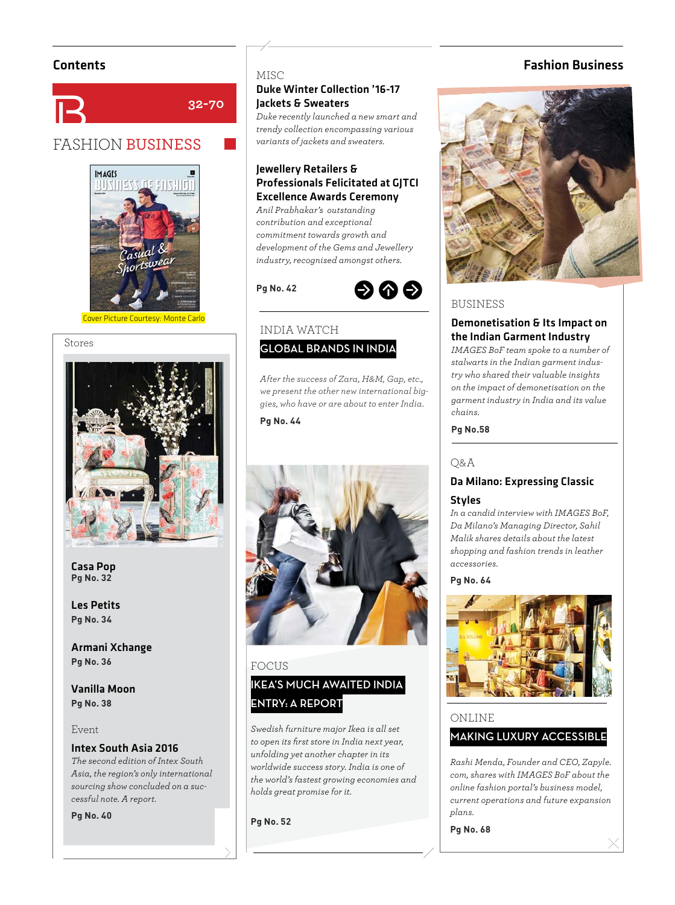## Contents

32-70

# FASHION BUSINESS

Cover Picture Courtesy: Monte Carlo

### Stores

**Casa Pop**
**Pg No. 32**

**Les Petits**
**Pg No. 34**

**Armani Xchange**
**Pg No. 36**

**Vanilla Moon**
**Pg No. 38**

### Event

**Intex South Asia 2016**

*The second edition of Intex South Asia, the region's only international sourcing show concluded on a successful note. A report.*

**Pg No. 40**

### MISC

**Duke Winter Collection '16-17 Jackets & Sweaters**

*Duke recently launched a new smart and trendy collection encompassing various variants of jackets and sweaters.*

**Jewellery Retailers & Professionals Felicitated at GJTCI Excellence Awards Ceremony**

*Anil Prabhakar's outstanding contribution and exceptional commitment towards growth and development of the Gems and Jewellery industry, recognised amongst others.*

**Pg No. 42**

### INDIA WATCH

**GLOBAL BRANDS IN INDIA**

*After the success of Zara, H&M, Gap, etc., we present the other new international biggies, who have or are about to enter India.*

**Pg No. 44**

### FOCUS

**IKEA'S MUCH AWAITED INDIA ENTRY: A REPORT**

*Swedish furniture major Ikea is all set to open its first store in India next year, unfolding yet another chapter in its worldwide success story. India is one of the world's fastest growing economies and holds great promise for it.*

**Pg No. 52**

## Fashion Business

### BUSINESS

**Demonetisation & Its Impact on the Indian Garment Industry**

*IMAGES BoF team spoke to a number of stalwarts in the Indian garment industry who shared their valuable insights on the impact of demonetisation on the garment industry in India and its value chains.*

**Pg No.58**

### Q&A

**Da Milano: Expressing Classic Styles**

*In a candid interview with IMAGES BoF, Da Milano's Managing Director, Sahil Malik shares details about the latest shopping and fashion trends in leather accessories.*

**Pg No. 64**

### ONLINE

**MAKING LUXURY ACCESSIBLE**

*Rashi Menda, Founder and CEO, Zapyle.com, shares with IMAGES BoF about the online fashion portal's business model, current operations and future expansion plans.*

**Pg No. 68**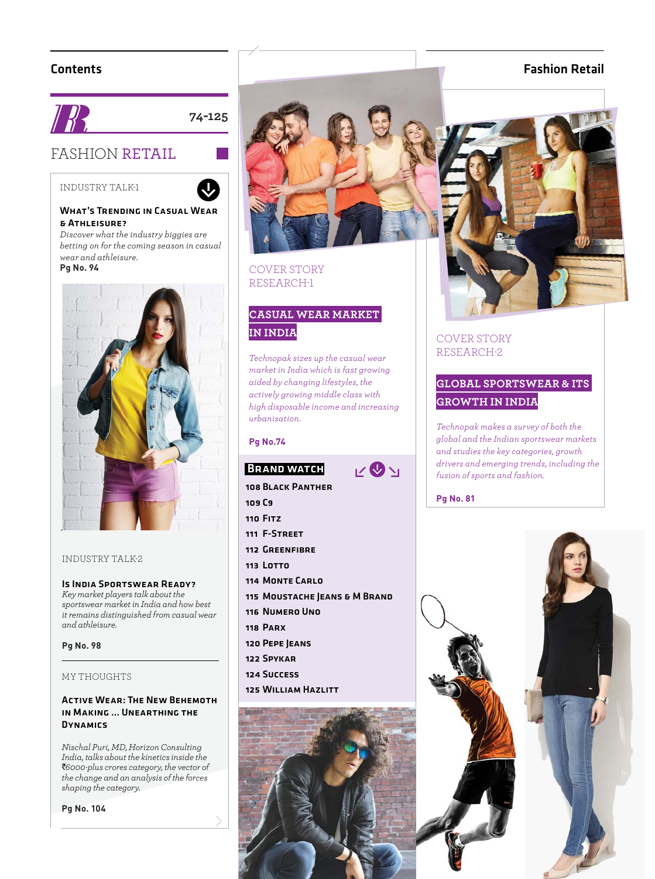## Contents

## Fashion Retail

74-125

# FASHION RETAIL

INDUSTRY TALK-1

### What's Trending in Casual Wear & Athleisure?

*Discover what the industry biggies are betting on for the coming season in casual wear and athleisure.*

**Pg No. 94**

INDUSTRY TALK-2

### Is India Sportswear Ready?

*Key market players talk about the sportswear market in India and how best it remains distinguished from casual wear and athleisure.*

**Pg No. 98**

MY THOUGHTS

### Active Wear: The New Behemoth in Making ... Unearthing the Dynamics

*Nischal Puri, MD, Horizon Consulting India, talks about the kinetics inside the ₹6000-plus crores category, the vector of the change and an analysis of the forces shaping the category.*

**Pg No. 104**

COVER STORY RESEARCH-1

### CASUAL WEAR MARKET IN INDIA

*Technopak sizes up the casual wear market in India which is fast growing aided by changing lifestyles, the actively growing middle class with high disposable income and increasing urbanisation.*

**Pg No.74**

### Brand Watch

- 108 Black Panther
- 109 C9
- 110 Fitz
- 111 F-Street
- 112 Greenfibre
- 113 Lotto
- 114 Monte Carlo
- 115 Moustache Jeans & M Brand
- 116 Numero Uno
- 118 Parx
- 120 Pepe Jeans
- 122 Spykar
- 124 Success
- 125 William Hazlitt

COVER STORY RESEARCH-2

### GLOBAL SPORTSWEAR & ITS GROWTH IN INDIA

*Technopak makes a survey of both the global and the Indian sportswear markets and studies the key categories, growth drivers and emerging trends, including the fusion of sports and fashion.*

**Pg No. 81**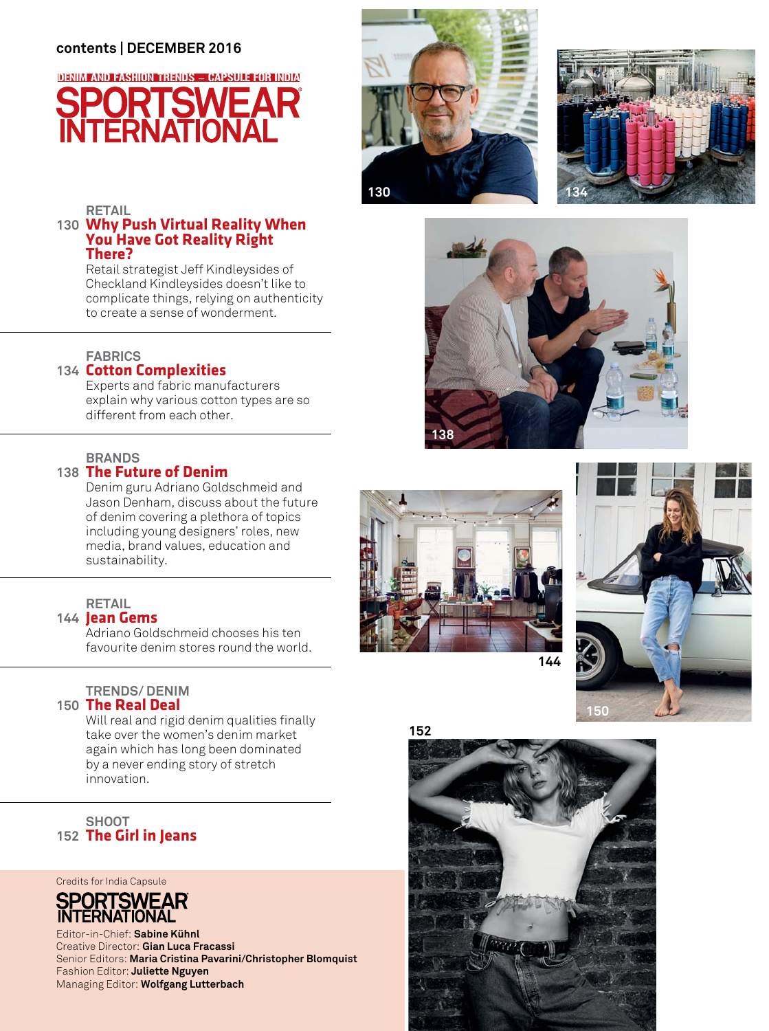contents | DECEMBER 2016

DENIM AND FASHION TRENDS – CAPSULE FOR INDIA

# SPORTSWEAR INTERNATIONAL

RETAIL

## 130 Why Push Virtual Reality When You Have Got Reality Right There?

Retail strategist Jeff Kindleysides of Checkland Kindleysides doesn't like to complicate things, relying on authenticity to create a sense of wonderment.

FABRICS

## 134 Cotton Complexities

Experts and fabric manufacturers explain why various cotton types are so different from each other.

BRANDS

## 138 The Future of Denim

Denim guru Adriano Goldschmeid and Jason Denham, discuss about the future of denim covering a plethora of topics including young designers' roles, new media, brand values, education and sustainability.

RETAIL

## 144 Jean Gems

Adriano Goldschmeid chooses his ten favourite denim stores round the world.

TRENDS/ DENIM

## 150 The Real Deal

Will real and rigid denim qualities finally take over the women's denim market again which has long been dominated by a never ending story of stretch innovation.

SHOOT

## 152 The Girl in Jeans

Credits for India Capsule

SPORTSWEAR INTERNATIONAL

Editor-in-Chief: **Sabine Kühnl**
Creative Director: **Gian Luca Fracassi**
Senior Editors: **Maria Cristina Pavarini/Christopher Blomquist**
Fashion Editor: **Juliette Nguyen**
Managing Editor: **Wolfgang Lutterbach**

130

134

138

144

150

152